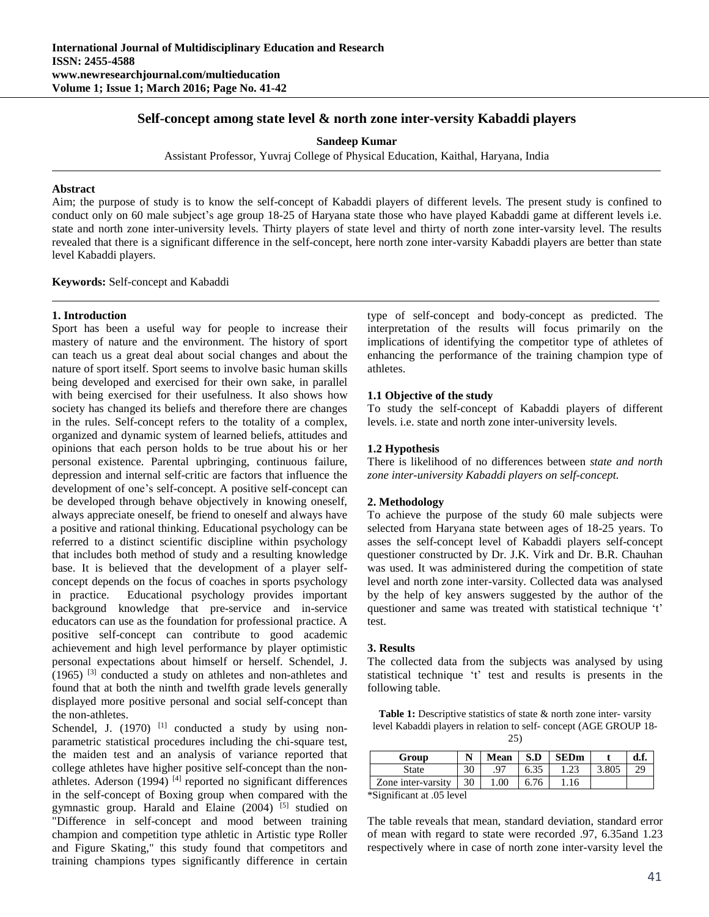# Self-concept among state level & north zone inter-versity Kabaddi players

**Sandeep Kumar**

Assistant Professor, Yuvraj College of Physical Education, Kaithal, Haryana, India

**Abstract**

Aim; the purpose of study is to know the self-concept of Kabaddi players of different levels. The present study is confined to conduct only on 60 male subject's age group 18-25 of Haryana state those who have played Kabaddi game at different levels i.e. state and north zone inter-university levels. Thirty players of state level and thirty of north zone inter-varsity level. The results revealed that there is a significant difference in the self-concept, here north zone inter-varsity Kabaddi players are better than state level Kabaddi players.

**Keywords:** Self-concept and Kabaddi

## 1. Introduction

Sport has been a useful way for people to increase their mastery of nature and the environment. The history of sport can teach us a great deal about social changes and about the nature of sport itself. Sport seems to involve basic human skills being developed and exercised for their own sake, in parallel with being exercised for their usefulness. It also shows how society has changed its beliefs and therefore there are changes in the rules. Self-concept refers to the totality of a complex, organized and dynamic system of learned beliefs, attitudes and opinions that each person holds to be true about his or her personal existence. Parental upbringing, continuous failure, depression and internal self-critic are factors that influence the development of one's self-concept. A positive self-concept can be developed through behave objectively in knowing oneself, always appreciate oneself, be friend to oneself and always have a positive and rational thinking. Educational psychology can be referred to a distinct scientific discipline within psychology that includes both method of study and a resulting knowledge base. It is believed that the development of a player self-concept depends on the focus of coaches in sports psychology in practice. Educational psychology provides important background knowledge that pre-service and in-service educators can use as the foundation for professional practice. A positive self-concept can contribute to good academic achievement and high level performance by player optimistic personal expectations about himself or herself. Schendel, J. (1965) [3] conducted a study on athletes and non-athletes and found that at both the ninth and twelfth grade levels generally displayed more positive personal and social self-concept than the non-athletes.

Schendel, J. (1970) [1] conducted a study by using non-parametric statistical procedures including the chi-square test, the maiden test and an analysis of variance reported that college athletes have higher positive self-concept than the non-athletes. Aderson (1994) [4] reported no significant differences in the self-concept of Boxing group when compared with the gymnastic group. Harald and Elaine (2004) [5] studied on "Difference in self-concept and mood between training champion and competition type athletic in Artistic type Roller and Figure Skating," this study found that competitors and training champions types significantly difference in certain type of self-concept and body-concept as predicted. The interpretation of the results will focus primarily on the implications of identifying the competitor type of athletes of enhancing the performance of the training champion type of athletes.

### 1.1 Objective of the study

To study the self-concept of Kabaddi players of different levels. i.e. state and north zone inter-university levels.

### 1.2 Hypothesis

There is likelihood of no differences between *state and north zone inter-university Kabaddi players on self-concept.*

## 2. Methodology

To achieve the purpose of the study 60 male subjects were selected from Haryana state between ages of 18-25 years. To asses the self-concept level of Kabaddi players self-concept questioner constructed by Dr. J.K. Virk and Dr. B.R. Chauhan was used. It was administered during the competition of state level and north zone inter-varsity. Collected data was analysed by the help of key answers suggested by the author of the questioner and same was treated with statistical technique 't' test.

## 3. Results

The collected data from the subjects was analysed by using statistical technique 't' test and results is presents in the following table.

**Table 1:** Descriptive statistics of state & north zone inter- varsity level Kabaddi players in relation to self- concept (AGE GROUP 18-25)

| Group | N | Mean | S.D | SEDm | t | d.f. |
|---|---|---|---|---|---|---|
| State | 30 | .97 | 6.35 | 1.23 | 3.805 | 29 |
| Zone inter-varsity | 30 | 1.00 | 6.76 | 1.16 | | |

*Significant at .05 level

The table reveals that mean, standard deviation, standard error of mean with regard to state were recorded .97, 6.35and 1.23 respectively where in case of north zone inter-varsity level the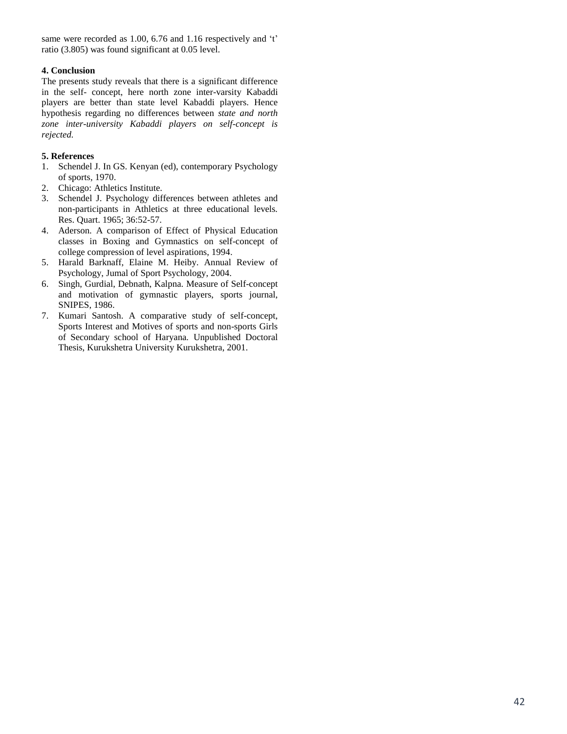same were recorded as 1.00, 6.76 and 1.16 respectively and 't' ratio (3.805) was found significant at 0.05 level.

## 4. Conclusion

The presents study reveals that there is a significant difference in the self- concept, here north zone inter-varsity Kabaddi players are better than state level Kabaddi players. Hence hypothesis regarding no differences between *state and north zone inter-university Kabaddi players on self-concept is rejected.*

## 5. References

1. Schendel J. In GS. Kenyan (ed), contemporary Psychology of sports, 1970.
2. Chicago: Athletics Institute.
3. Schendel J. Psychology differences between athletes and non-participants in Athletics at three educational levels. Res. Quart. 1965; 36:52-57.
4. Aderson. A comparison of Effect of Physical Education classes in Boxing and Gymnastics on self-concept of college compression of level aspirations, 1994.
5. Harald Barknaff, Elaine M. Heiby. Annual Review of Psychology, Jumal of Sport Psychology, 2004.
6. Singh, Gurdial, Debnath, Kalpna. Measure of Self-concept and motivation of gymnastic players, sports journal, SNIPES, 1986.
7. Kumari Santosh. A comparative study of self-concept, Sports Interest and Motives of sports and non-sports Girls of Secondary school of Haryana. Unpublished Doctoral Thesis, Kurukshetra University Kurukshetra, 2001.